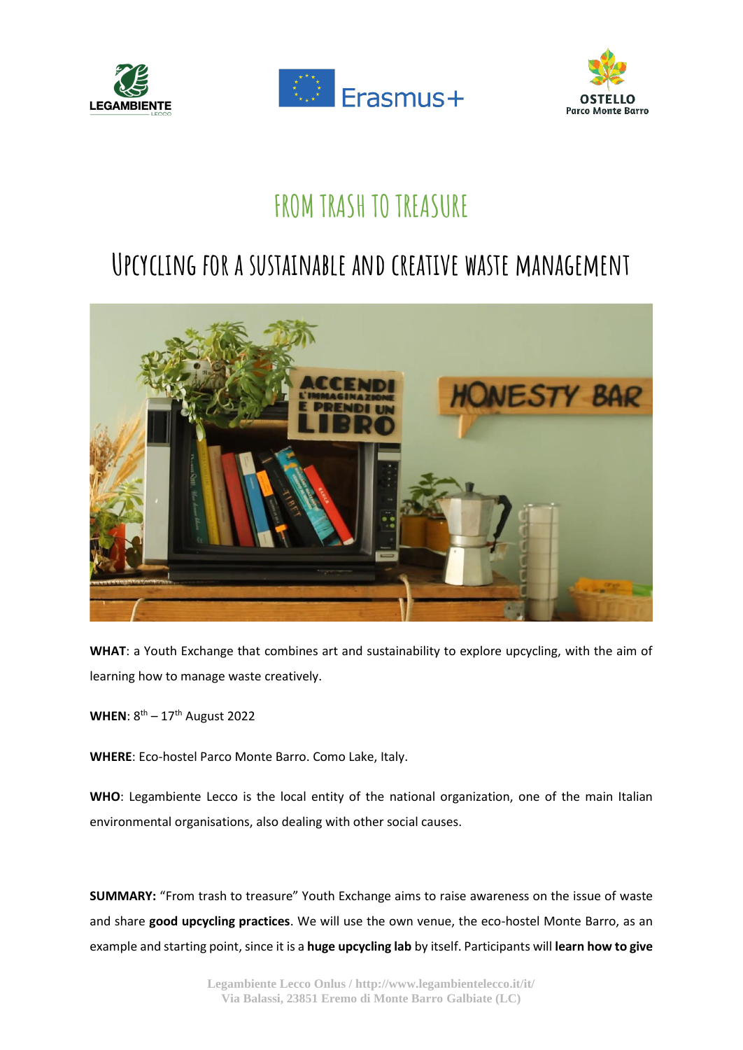# FROM TRASH TO TREASURE

## Upcycling for a sustainable and creative waste management

**WHAT**: a Youth Exchange that combines art and sustainability to explore upcycling, with the aim of learning how to manage waste creatively.

**WHEN**: 8th – 17th August 2022

**WHERE**: Eco-hostel Parco Monte Barro. Como Lake, Italy.

**WHO**: Legambiente Lecco is the local entity of the national organization, one of the main Italian environmental organisations, also dealing with other social causes.

**SUMMARY:** "From trash to treasure" Youth Exchange aims to raise awareness on the issue of waste and share **good upcycling practices**. We will use the own venue, the eco-hostel Monte Barro, as an example and starting point, since it is a **huge upcycling lab** by itself. Participants will **learn how to give**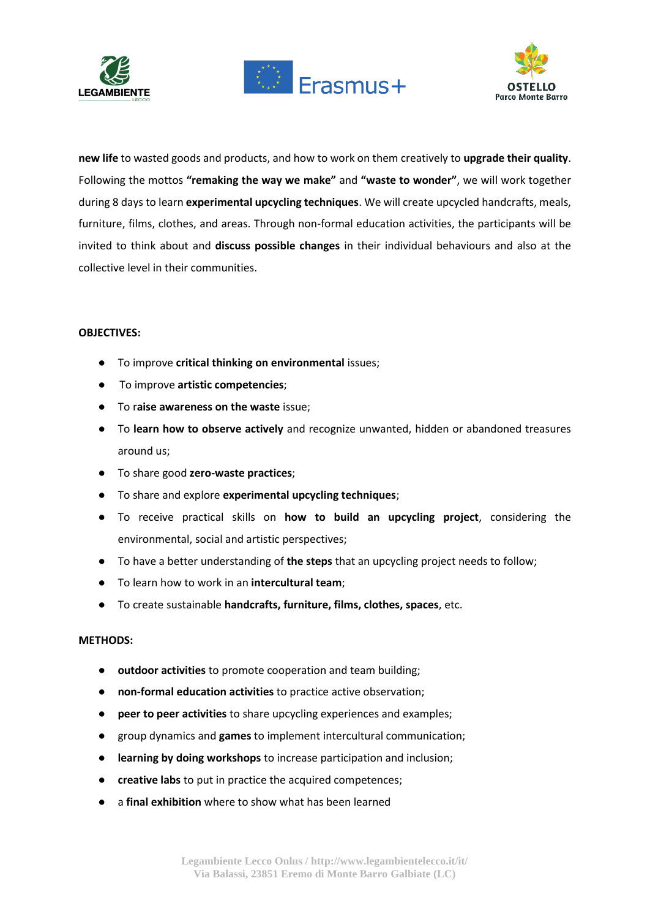**new life** to wasted goods and products, and how to work on them creatively to **upgrade their quality**. Following the mottos **"remaking the way we make"** and **"waste to wonder"**, we will work together during 8 days to learn **experimental upcycling techniques**. We will create upcycled handcrafts, meals, furniture, films, clothes, and areas. Through non-formal education activities, the participants will be invited to think about and **discuss possible changes** in their individual behaviours and also at the collective level in their communities.

**OBJECTIVES:**

- To improve **critical thinking on environmental** issues;
- To improve **artistic competencies**;
- To r**aise awareness on the waste** issue;
- To **learn how to observe actively** and recognize unwanted, hidden or abandoned treasures around us;
- To share good **zero-waste practices**;
- To share and explore **experimental upcycling techniques**;
- To receive practical skills on **how to build an upcycling project**, considering the environmental, social and artistic perspectives;
- To have a better understanding of **the steps** that an upcycling project needs to follow;
- To learn how to work in an **intercultural team**;
- To create sustainable **handcrafts, furniture, films, clothes, spaces**, etc.

**METHODS:**

- **outdoor activities** to promote cooperation and team building;
- **non-formal education activities** to practice active observation;
- **peer to peer activities** to share upcycling experiences and examples;
- group dynamics and **games** to implement intercultural communication;
- **learning by doing workshops** to increase participation and inclusion;
- **creative labs** to put in practice the acquired competences;
- a **final exhibition** where to show what has been learned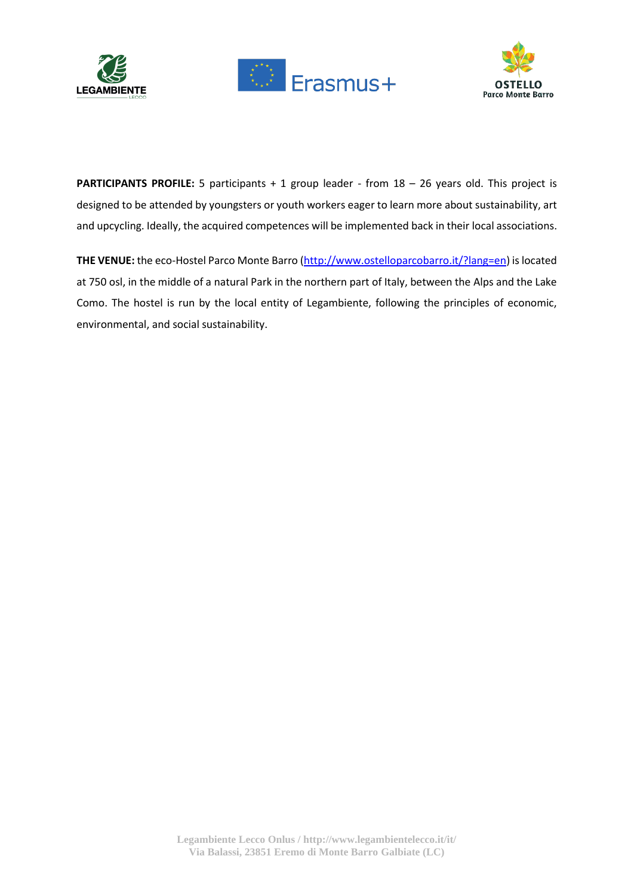**PARTICIPANTS PROFILE:** 5 participants + 1 group leader - from 18 – 26 years old. This project is designed to be attended by youngsters or youth workers eager to learn more about sustainability, art and upcycling. Ideally, the acquired competences will be implemented back in their local associations.

**THE VENUE:** the eco-Hostel Parco Monte Barro (http://www.ostelloparcobarro.it/?lang=en) is located at 750 osl, in the middle of a natural Park in the northern part of Italy, between the Alps and the Lake Como. The hostel is run by the local entity of Legambiente, following the principles of economic, environmental, and social sustainability.